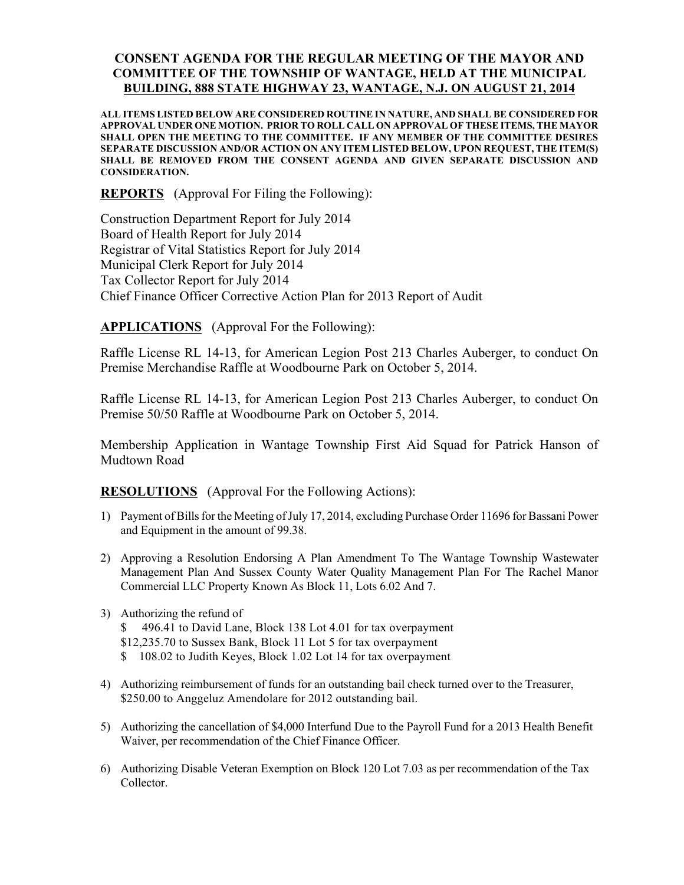# CONSENT AGENDA FOR THE REGULAR MEETING OF THE MAYOR AND COMMITTEE OF THE TOWNSHIP OF WANTAGE, HELD AT THE MUNICIPAL BUILDING, 888 STATE HIGHWAY 23, WANTAGE, N.J. ON AUGUST 21, 2014

**ALL ITEMS LISTED BELOW ARE CONSIDERED ROUTINE IN NATURE, AND SHALL BE CONSIDERED FOR APPROVAL UNDER ONE MOTION. PRIOR TO ROLL CALL ON APPROVAL OF THESE ITEMS, THE MAYOR SHALL OPEN THE MEETING TO THE COMMITTEE. IF ANY MEMBER OF THE COMMITTEE DESIRES SEPARATE DISCUSSION AND/OR ACTION ON ANY ITEM LISTED BELOW, UPON REQUEST, THE ITEM(S) SHALL BE REMOVED FROM THE CONSENT AGENDA AND GIVEN SEPARATE DISCUSSION AND CONSIDERATION.**

**REPORTS** (Approval For Filing the Following):

Construction Department Report for July 2014
Board of Health Report for July 2014
Registrar of Vital Statistics Report for July 2014
Municipal Clerk Report for July 2014
Tax Collector Report for July 2014
Chief Finance Officer Corrective Action Plan for 2013 Report of Audit

**APPLICATIONS** (Approval For the Following):

Raffle License RL 14-13, for American Legion Post 213 Charles Auberger, to conduct On Premise Merchandise Raffle at Woodbourne Park on October 5, 2014.

Raffle License RL 14-13, for American Legion Post 213 Charles Auberger, to conduct On Premise 50/50 Raffle at Woodbourne Park on October 5, 2014.

Membership Application in Wantage Township First Aid Squad for Patrick Hanson of Mudtown Road

**RESOLUTIONS** (Approval For the Following Actions):

1) Payment of Bills for the Meeting of July 17, 2014, excluding Purchase Order 11696 for Bassani Power and Equipment in the amount of 99.38.

2) Approving a Resolution Endorsing A Plan Amendment To The Wantage Township Wastewater Management Plan And Sussex County Water Quality Management Plan For The Rachel Manor Commercial LLC Property Known As Block 11, Lots 6.02 And 7.

3) Authorizing the refund of
   $ 496.41 to David Lane, Block 138 Lot 4.01 for tax overpayment
   $12,235.70 to Sussex Bank, Block 11 Lot 5 for tax overpayment
   $ 108.02 to Judith Keyes, Block 1.02 Lot 14 for tax overpayment

4) Authorizing reimbursement of funds for an outstanding bail check turned over to the Treasurer, $250.00 to Anggeluz Amendolare for 2012 outstanding bail.

5) Authorizing the cancellation of $4,000 Interfund Due to the Payroll Fund for a 2013 Health Benefit Waiver, per recommendation of the Chief Finance Officer.

6) Authorizing Disable Veteran Exemption on Block 120 Lot 7.03 as per recommendation of the Tax Collector.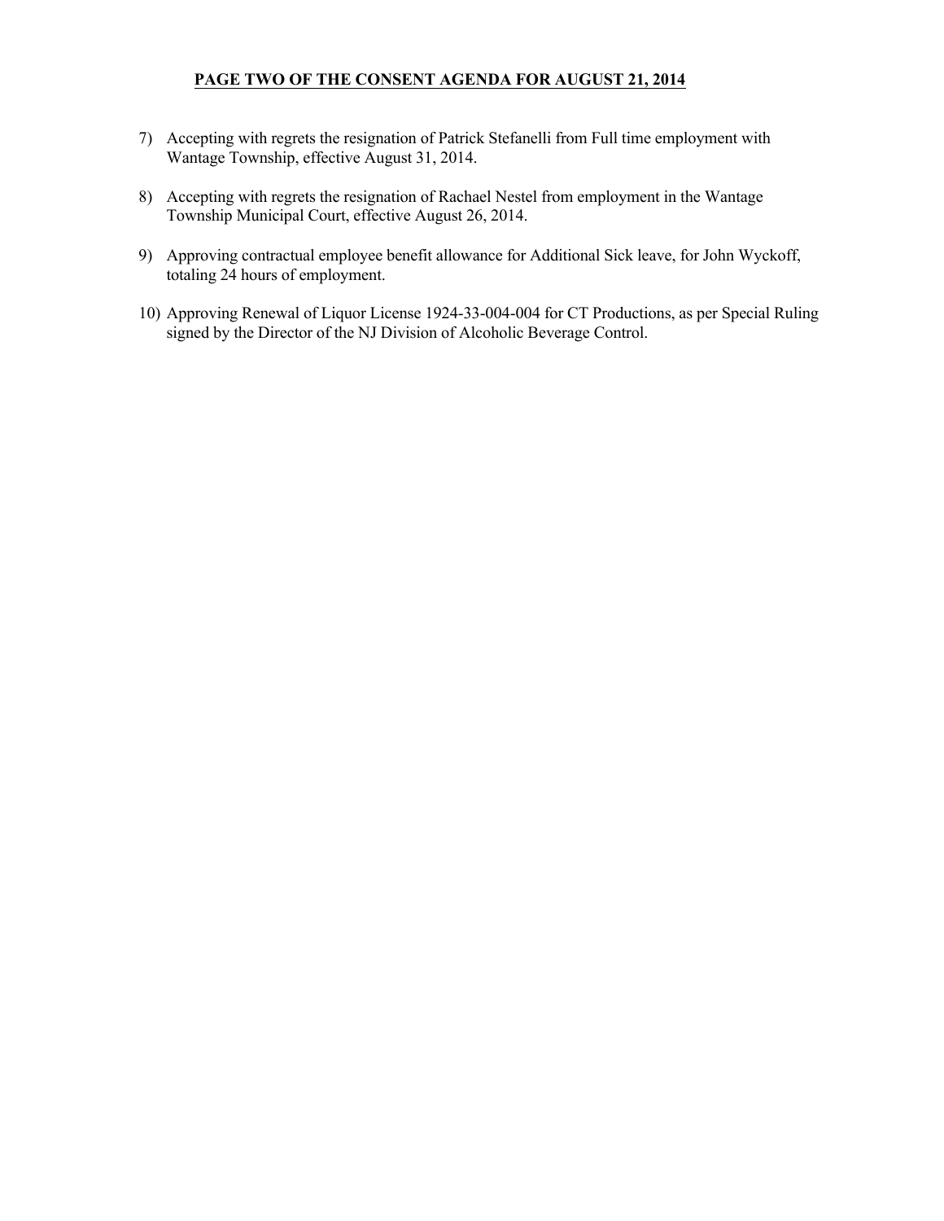## PAGE TWO OF THE CONSENT AGENDA FOR AUGUST 21, 2014

7) Accepting with regrets the resignation of Patrick Stefanelli from Full time employment with Wantage Township, effective August 31, 2014.

8) Accepting with regrets the resignation of Rachael Nestel from employment in the Wantage Township Municipal Court, effective August 26, 2014.

9) Approving contractual employee benefit allowance for Additional Sick leave, for John Wyckoff, totaling 24 hours of employment.

10) Approving Renewal of Liquor License 1924-33-004-004 for CT Productions, as per Special Ruling signed by the Director of the NJ Division of Alcoholic Beverage Control.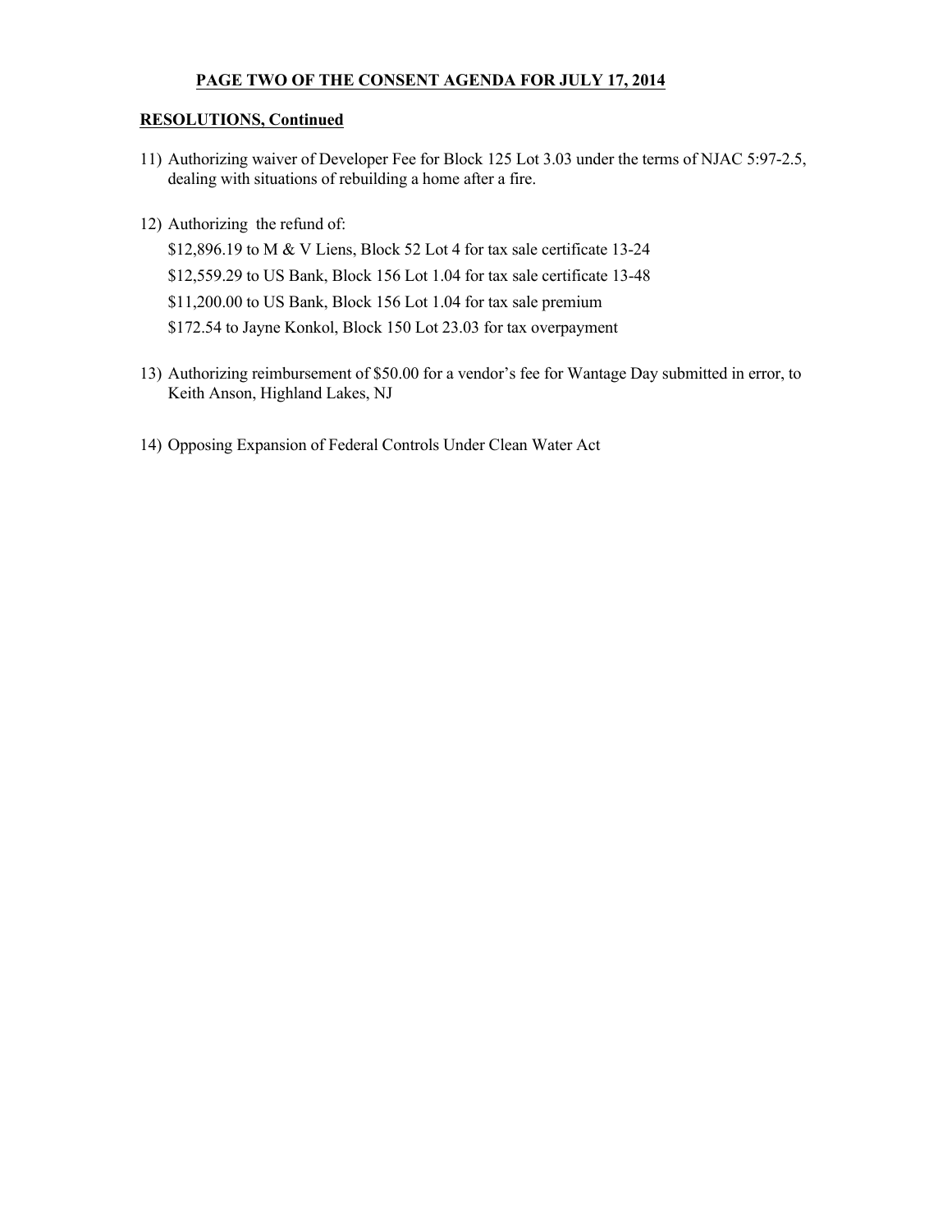**PAGE TWO OF THE CONSENT AGENDA FOR JULY 17, 2014**

**RESOLUTIONS, Continued**

11) Authorizing waiver of Developer Fee for Block 125 Lot 3.03 under the terms of NJAC 5:97-2.5, dealing with situations of rebuilding a home after a fire.

12) Authorizing the refund of:

    $12,896.19 to M & V Liens, Block 52 Lot 4 for tax sale certificate 13-24

    $12,559.29 to US Bank, Block 156 Lot 1.04 for tax sale certificate 13-48

    $11,200.00 to US Bank, Block 156 Lot 1.04 for tax sale premium

    $172.54 to Jayne Konkol, Block 150 Lot 23.03 for tax overpayment

13) Authorizing reimbursement of $50.00 for a vendor's fee for Wantage Day submitted in error, to Keith Anson, Highland Lakes, NJ

14) Opposing Expansion of Federal Controls Under Clean Water Act